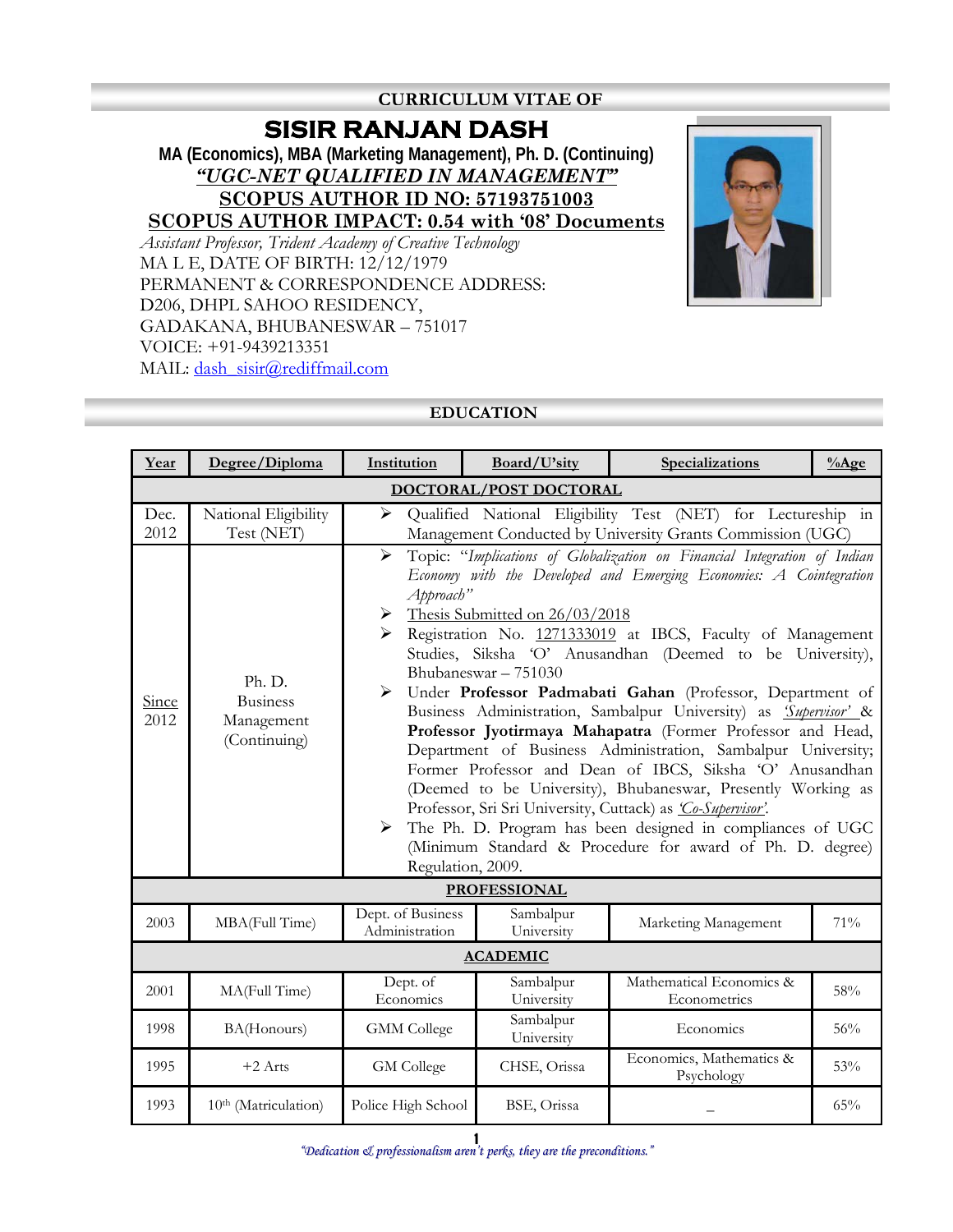**CURRICULUM VITAE OF**

# SISIR RANJAN DASH

**MA (Economics), MBA (Marketing Management), Ph. D. (Continuing)**

***"UGC-NET QUALIFIED IN MANAGEMENT"***

**SCOPUS AUTHOR ID NO: 57193751003**

**SCOPUS AUTHOR IMPACT: 0.54 with '08' Documents**

*Assistant Professor, Trident Academy of Creative Technology*
MA L E, DATE OF BIRTH: 12/12/1979
PERMANENT & CORRESPONDENCE ADDRESS:
D206, DHPL SAHOO RESIDENCY,
GADAKANA, BHUBANESWAR – 751017
VOICE: +91-9439213351
MAIL: dash_sisir@rediffmail.com

## EDUCATION

| Year | Degree/Diploma | Institution | Board/U'sity | Specializations | %Age |
|---|---|---|---|---|---|
| **DOCTORAL/POST DOCTORAL** | | | | | |
| Dec. 2012 | National Eligibility Test (NET) | ➢ Qualified National Eligibility Test (NET) for Lectureship in Management Conducted by University Grants Commission (UGC) | | | |
| Since 2012 | Ph. D. Business Management (Continuing) | ➢ Topic: "*Implications of Globalization on Financial Integration of Indian Economy with the Developed and Emerging Economies: A Cointegration Approach*" ➢ Thesis Submitted on 26/03/2018 ➢ Registration No. 1271333019 at IBCS, Faculty of Management Studies, Siksha 'O' Anusandhan (Deemed to be University), Bhubaneswar – 751030 ➢ Under **Professor Padmabati Gahan** (Professor, Department of Business Administration, Sambalpur University) as *'Supervisor'* & **Professor Jyotirmaya Mahapatra** (Former Professor and Head, Department of Business Administration, Sambalpur University; Former Professor and Dean of IBCS, Siksha 'O' Anusandhan (Deemed to be University), Bhubaneswar, Presently Working as Professor, Sri Sri University, Cuttack) as *'Co-Supervisor'*. ➢ The Ph. D. Program has been designed in compliances of UGC (Minimum Standard & Procedure for award of Ph. D. degree) Regulation, 2009. | | | |
| **PROFESSIONAL** | | | | | |
| 2003 | MBA(Full Time) | Dept. of Business Administration | Sambalpur University | Marketing Management | 71% |
| **ACADEMIC** | | | | | |
| 2001 | MA(Full Time) | Dept. of Economics | Sambalpur University | Mathematical Economics & Econometrics | 58% |
| 1998 | BA(Honours) | GMM College | Sambalpur University | Economics | 56% |
| 1995 | +2 Arts | GM College | CHSE, Orissa | Economics, Mathematics & Psychology | 53% |
| 1993 | 10th (Matriculation) | Police High School | BSE, Orissa | _ | 65% |

*"Dedication & professionalism aren't perks, they are the preconditions."*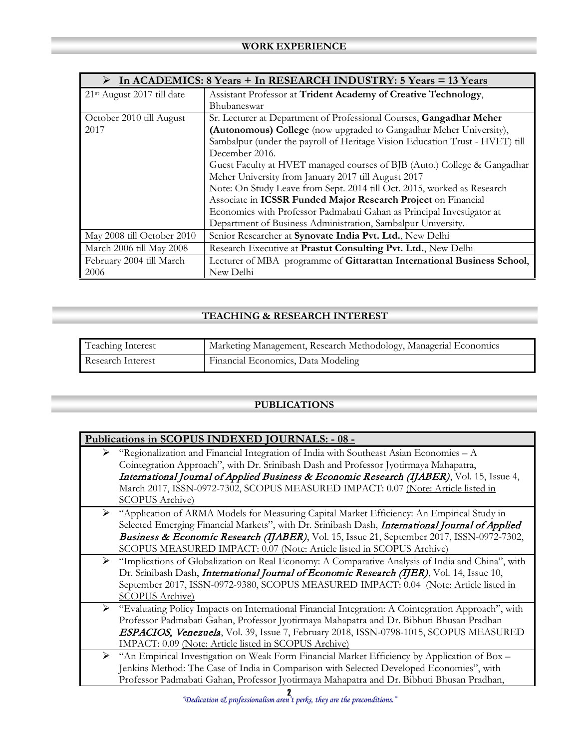## WORK EXPERIENCE

| ➢ **In ACADEMICS: 8 Years + In RESEARCH INDUSTRY: 5 Years = 13 Years** | |
|---|---|
| 21st August 2017 till date | Assistant Professor at **Trident Academy of Creative Technology**, Bhubaneswar |
| October 2010 till August 2017 | Sr. Lecturer at Department of Professional Courses, **Gangadhar Meher (Autonomous) College** (now upgraded to Gangadhar Meher University), Sambalpur (under the payroll of Heritage Vision Education Trust - HVET) till December 2016.<br>Guest Faculty at HVET managed courses of BJB (Auto.) College & Gangadhar Meher University from January 2017 till August 2017<br>Note: On Study Leave from Sept. 2014 till Oct. 2015, worked as Research Associate in **ICSSR Funded Major Research Project** on Financial Economics with Professor Padmabati Gahan as Principal Investigator at Department of Business Administration, Sambalpur University. |
| May 2008 till October 2010 | Senior Researcher at **Synovate India Pvt. Ltd.**, New Delhi |
| March 2006 till May 2008 | Research Executive at **Prastut Consulting Pvt. Ltd.**, New Delhi |
| February 2004 till March 2006 | Lecturer of MBA programme of **Gittarattan International Business School**, New Delhi |

## TEACHING & RESEARCH INTEREST

| Teaching Interest | Marketing Management, Research Methodology, Managerial Economics |
|---|---|
| Research Interest | Financial Economics, Data Modeling |

## PUBLICATIONS

**Publications in SCOPUS INDEXED JOURNALS: - 08 -**

- "Regionalization and Financial Integration of India with Southeast Asian Economies – A Cointegration Approach", with Dr. Srinibash Dash and Professor Jyotirmaya Mahapatra, ***International Journal of Applied Business & Economic Research (IJABER)***, Vol. 15, Issue 4, March 2017, ISSN-0972-7302, SCOPUS MEASURED IMPACT: 0.07 (Note: Article listed in SCOPUS Archive)
- "Application of ARMA Models for Measuring Capital Market Efficiency: An Empirical Study in Selected Emerging Financial Markets", with Dr. Srinibash Dash, ***International Journal of Applied Business & Economic Research (IJABER)***, Vol. 15, Issue 21, September 2017, ISSN-0972-7302, SCOPUS MEASURED IMPACT: 0.07 (Note: Article listed in SCOPUS Archive)
- "Implications of Globalization on Real Economy: A Comparative Analysis of India and China", with Dr. Srinibash Dash, ***International Journal of Economic Research (IJER)***, Vol. 14, Issue 10, September 2017, ISSN-0972-9380, SCOPUS MEASURED IMPACT: 0.04 (Note: Article listed in SCOPUS Archive)
- "Evaluating Policy Impacts on International Financial Integration: A Cointegration Approach", with Professor Padmabati Gahan, Professor Jyotirmaya Mahapatra and Dr. Bibhuti Bhusan Pradhan ***ESPACIOS, Venezuela***, Vol. 39, Issue 7, February 2018, ISSN-0798-1015, SCOPUS MEASURED IMPACT: 0.09 (Note: Article listed in SCOPUS Archive)
- "An Empirical Investigation on Weak Form Financial Market Efficiency by Application of Box – Jenkins Method: The Case of India in Comparison with Selected Developed Economies", with Professor Padmabati Gahan, Professor Jyotirmaya Mahapatra and Dr. Bibhuti Bhusan Pradhan,

*"Dedication & professionalism aren't perks, they are the preconditions."*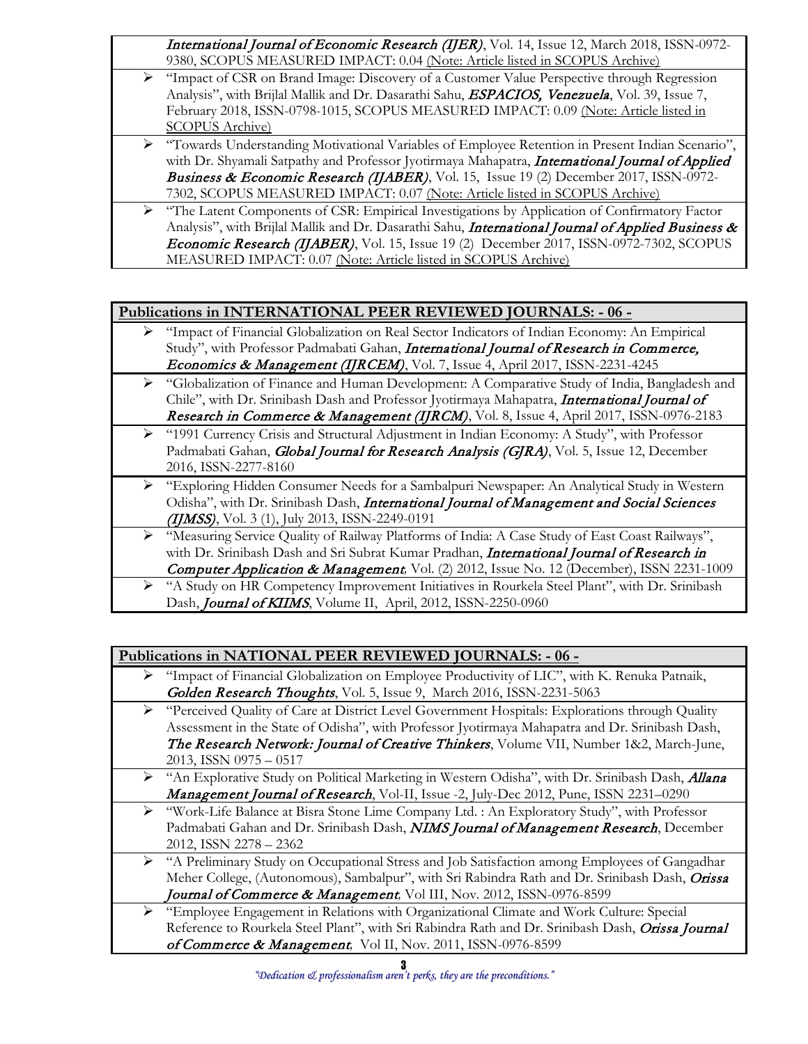*International Journal of Economic Research (IJER)*, Vol. 14, Issue 12, March 2018, ISSN-0972-9380, SCOPUS MEASURED IMPACT: 0.04 (Note: Article listed in SCOPUS Archive)

- "Impact of CSR on Brand Image: Discovery of a Customer Value Perspective through Regression Analysis", with Brijlal Mallik and Dr. Dasarathi Sahu, ***ESPACIOS, Venezuela***, Vol. 39, Issue 7, February 2018, ISSN-0798-1015, SCOPUS MEASURED IMPACT: 0.09 (Note: Article listed in SCOPUS Archive)
- "Towards Understanding Motivational Variables of Employee Retention in Present Indian Scenario", with Dr. Shyamali Satpathy and Professor Jyotirmaya Mahapatra, ***International Journal of Applied Business & Economic Research (IJABER)***, Vol. 15, Issue 19 (2) December 2017, ISSN-0972-7302, SCOPUS MEASURED IMPACT: 0.07 (Note: Article listed in SCOPUS Archive)
- "The Latent Components of CSR: Empirical Investigations by Application of Confirmatory Factor Analysis", with Brijlal Mallik and Dr. Dasarathi Sahu, ***International Journal of Applied Business & Economic Research (IJABER)***, Vol. 15, Issue 19 (2) December 2017, ISSN-0972-7302, SCOPUS MEASURED IMPACT: 0.07 (Note: Article listed in SCOPUS Archive)

## Publications in INTERNATIONAL PEER REVIEWED JOURNALS: - 06 -

- "Impact of Financial Globalization on Real Sector Indicators of Indian Economy: An Empirical Study", with Professor Padmabati Gahan, ***International Journal of Research in Commerce, Economics & Management (IJRCEM)***, Vol. 7, Issue 4, April 2017, ISSN-2231-4245
- "Globalization of Finance and Human Development: A Comparative Study of India, Bangladesh and Chile", with Dr. Srinibash Dash and Professor Jyotirmaya Mahapatra, ***International Journal of Research in Commerce & Management (IJRCM)***, Vol. 8, Issue 4, April 2017, ISSN-0976-2183
- "1991 Currency Crisis and Structural Adjustment in Indian Economy: A Study", with Professor Padmabati Gahan, ***Global Journal for Research Analysis (GJRA)***, Vol. 5, Issue 12, December 2016, ISSN-2277-8160
- "Exploring Hidden Consumer Needs for a Sambalpuri Newspaper: An Analytical Study in Western Odisha", with Dr. Srinibash Dash, ***International Journal of Management and Social Sciences (IJMSS)***, Vol. 3 (1), July 2013, ISSN-2249-0191
- "Measuring Service Quality of Railway Platforms of India: A Case Study of East Coast Railways", with Dr. Srinibash Dash and Sri Subrat Kumar Pradhan, ***International Journal of Research in Computer Application & Management***, Vol. (2) 2012, Issue No. 12 (December), ISSN 2231-1009
- "A Study on HR Competency Improvement Initiatives in Rourkela Steel Plant", with Dr. Srinibash Dash, ***Journal of KIIMS***, Volume II, April, 2012, ISSN-2250-0960

## Publications in NATIONAL PEER REVIEWED JOURNALS: - 06 -

- "Impact of Financial Globalization on Employee Productivity of LIC", with K. Renuka Patnaik, ***Golden Research Thoughts***, Vol. 5, Issue 9, March 2016, ISSN-2231-5063
- "Perceived Quality of Care at District Level Government Hospitals: Explorations through Quality Assessment in the State of Odisha", with Professor Jyotirmaya Mahapatra and Dr. Srinibash Dash, ***The Research Network: Journal of Creative Thinkers***, Volume VII, Number 1&2, March-June, 2013, ISSN 0975 – 0517
- "An Explorative Study on Political Marketing in Western Odisha", with Dr. Srinibash Dash, ***Allana Management Journal of Research***, Vol-II, Issue -2, July-Dec 2012, Pune, ISSN 2231–0290
- "Work-Life Balance at Bisra Stone Lime Company Ltd. : An Exploratory Study", with Professor Padmabati Gahan and Dr. Srinibash Dash, ***NIMS Journal of Management Research***, December 2012, ISSN 2278 – 2362
- "A Preliminary Study on Occupational Stress and Job Satisfaction among Employees of Gangadhar Meher College, (Autonomous), Sambalpur", with Sri Rabindra Rath and Dr. Srinibash Dash, ***Orissa Journal of Commerce & Management***, Vol III, Nov. 2012, ISSN-0976-8599
- "Employee Engagement in Relations with Organizational Climate and Work Culture: Special Reference to Rourkela Steel Plant", with Sri Rabindra Rath and Dr. Srinibash Dash, ***Orissa Journal of Commerce & Management***, Vol II, Nov. 2011, ISSN-0976-8599

*"Dedication & professionalism aren't perks, they are the preconditions."*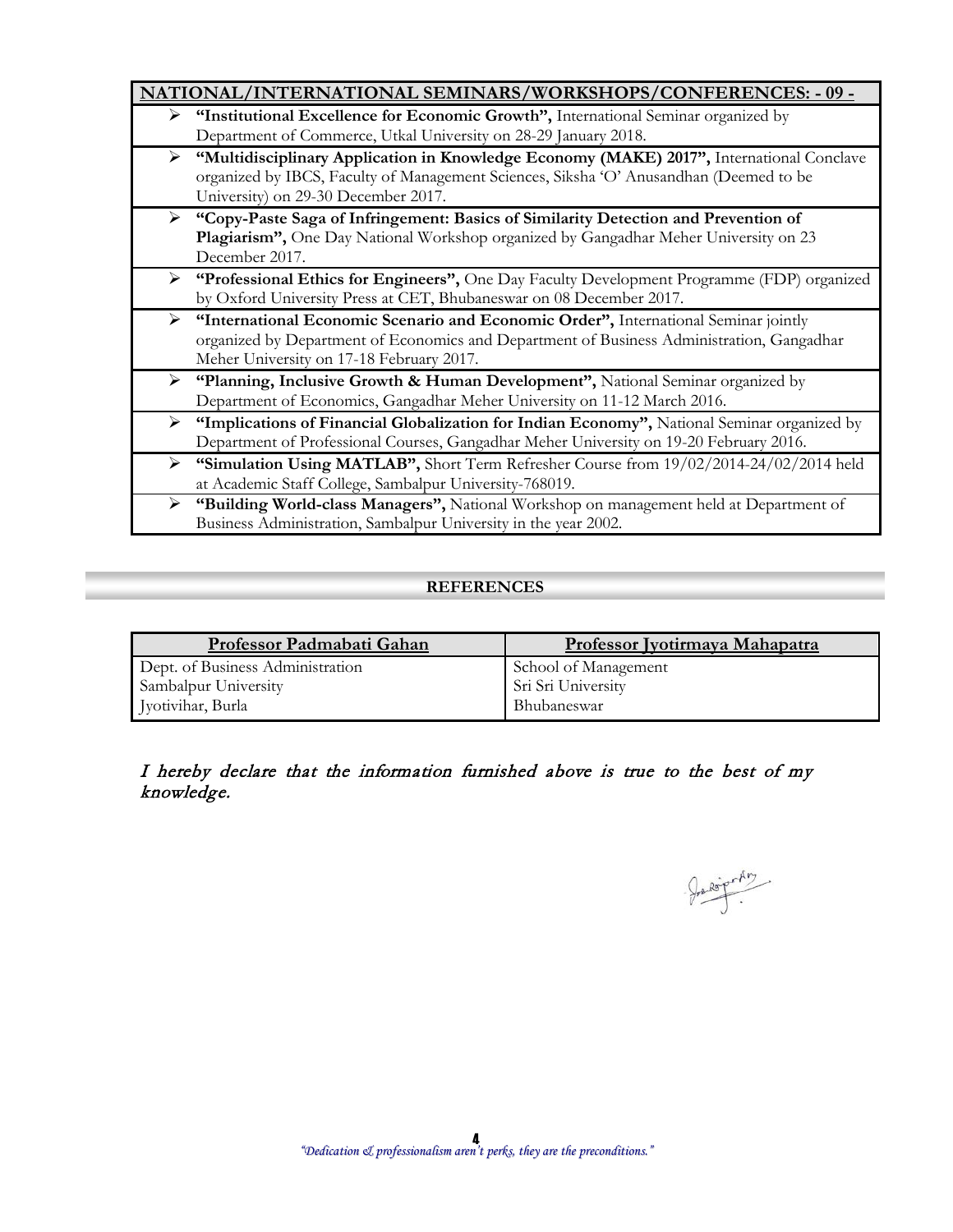## NATIONAL/INTERNATIONAL SEMINARS/WORKSHOPS/CONFERENCES: - 09 -

- **"Institutional Excellence for Economic Growth",** International Seminar organized by Department of Commerce, Utkal University on 28-29 January 2018.
- **"Multidisciplinary Application in Knowledge Economy (MAKE) 2017",** International Conclave organized by IBCS, Faculty of Management Sciences, Siksha 'O' Anusandhan (Deemed to be University) on 29-30 December 2017.
- **"Copy-Paste Saga of Infringement: Basics of Similarity Detection and Prevention of Plagiarism",** One Day National Workshop organized by Gangadhar Meher University on 23 December 2017.
- **"Professional Ethics for Engineers",** One Day Faculty Development Programme (FDP) organized by Oxford University Press at CET, Bhubaneswar on 08 December 2017.
- **"International Economic Scenario and Economic Order",** International Seminar jointly organized by Department of Economics and Department of Business Administration, Gangadhar Meher University on 17-18 February 2017.
- **"Planning, Inclusive Growth & Human Development",** National Seminar organized by Department of Economics, Gangadhar Meher University on 11-12 March 2016.
- **"Implications of Financial Globalization for Indian Economy",** National Seminar organized by Department of Professional Courses, Gangadhar Meher University on 19-20 February 2016.
- **"Simulation Using MATLAB",** Short Term Refresher Course from 19/02/2014-24/02/2014 held at Academic Staff College, Sambalpur University-768019.
- **"Building World-class Managers",** National Workshop on management held at Department of Business Administration, Sambalpur University in the year 2002.

## REFERENCES

| Professor Padmabati Gahan | Professor Jyotirmaya Mahapatra |
|---|---|
| Dept. of Business Administration<br>Sambalpur University<br>Jyotivihar, Burla | School of Management<br>Sri Sri University<br>Bhubaneswar |

*I hereby declare that the information furnished above is true to the best of my knowledge.*

*"Dedication & professionalism aren't perks, they are the preconditions."*